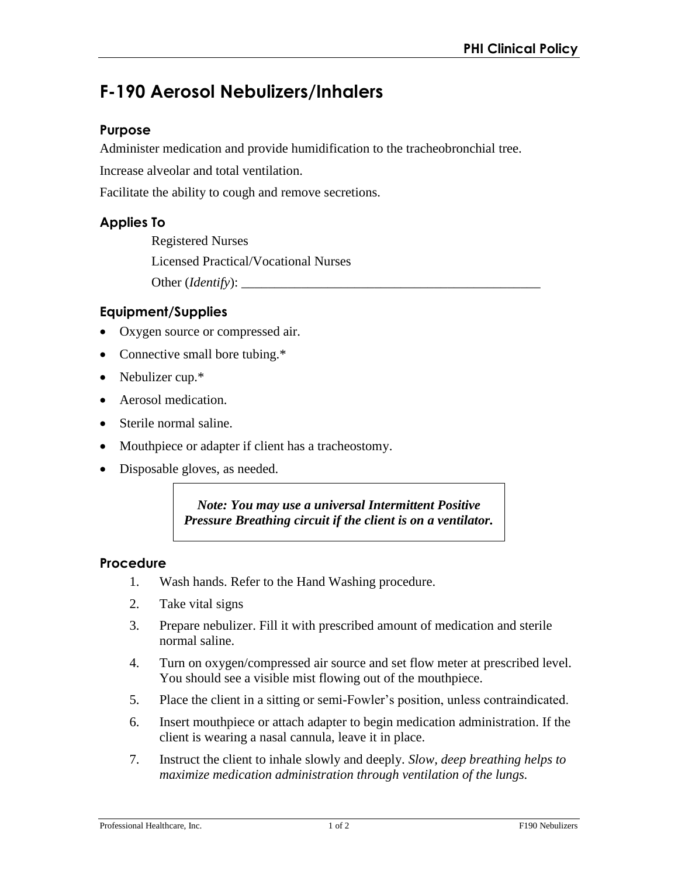# F-190 Aerosol Nebulizers/Inhalers

## Purpose

Administer medication and provide humidification to the tracheobronchial tree.

Increase alveolar and total ventilation.

Facilitate the ability to cough and remove secretions.

## Applies To

Registered Nurses

Licensed Practical/Vocational Nurses

Other (*Identify*): _______________________________________________

## Equipment/Supplies

- Oxygen source or compressed air.
- Connective small bore tubing.*
- Nebulizer cup.*
- Aerosol medication.
- Sterile normal saline.
- Mouthpiece or adapter if client has a tracheostomy.
- Disposable gloves, as needed.

> ***Note: You may use a universal Intermittent Positive Pressure Breathing circuit if the client is on a ventilator.***

## Procedure

1. Wash hands. Refer to the Hand Washing procedure.
2. Take vital signs
3. Prepare nebulizer. Fill it with prescribed amount of medication and sterile normal saline.
4. Turn on oxygen/compressed air source and set flow meter at prescribed level. You should see a visible mist flowing out of the mouthpiece.
5. Place the client in a sitting or semi-Fowler's position, unless contraindicated.
6. Insert mouthpiece or attach adapter to begin medication administration. If the client is wearing a nasal cannula, leave it in place.
7. Instruct the client to inhale slowly and deeply. *Slow, deep breathing helps to maximize medication administration through ventilation of the lungs.*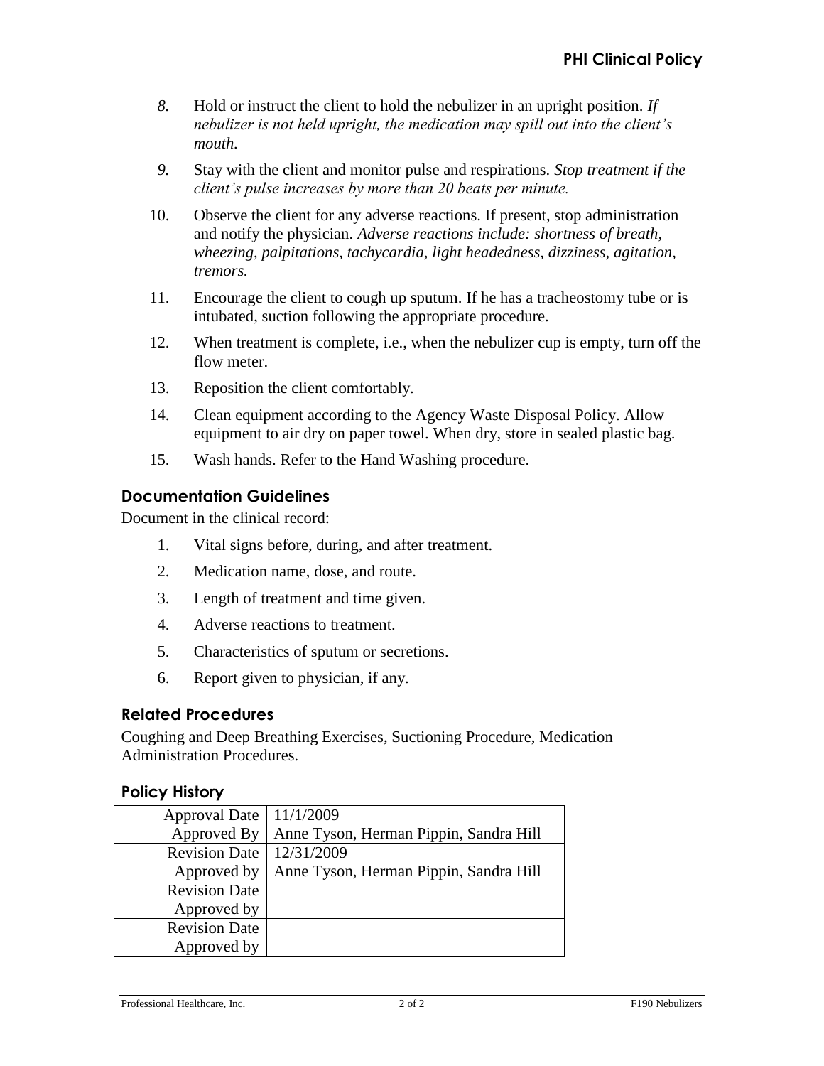8. Hold or instruct the client to hold the nebulizer in an upright position. *If nebulizer is not held upright, the medication may spill out into the client's mouth.*
9. Stay with the client and monitor pulse and respirations. *Stop treatment if the client's pulse increases by more than 20 beats per minute.*
10. Observe the client for any adverse reactions. If present, stop administration and notify the physician. *Adverse reactions include: shortness of breath, wheezing, palpitations, tachycardia, light headedness, dizziness, agitation, tremors.*
11. Encourage the client to cough up sputum. If he has a tracheostomy tube or is intubated, suction following the appropriate procedure.
12. When treatment is complete, i.e., when the nebulizer cup is empty, turn off the flow meter.
13. Reposition the client comfortably.
14. Clean equipment according to the Agency Waste Disposal Policy. Allow equipment to air dry on paper towel. When dry, store in sealed plastic bag.
15. Wash hands. Refer to the Hand Washing procedure.

## Documentation Guidelines

Document in the clinical record:

1. Vital signs before, during, and after treatment.
2. Medication name, dose, and route.
3. Length of treatment and time given.
4. Adverse reactions to treatment.
5. Characteristics of sputum or secretions.
6. Report given to physician, if any.

## Related Procedures

Coughing and Deep Breathing Exercises, Suctioning Procedure, Medication Administration Procedures.

## Policy History

| | |
|---|---|
| Approval Date | 11/1/2009 |
| Approved By | Anne Tyson, Herman Pippin, Sandra Hill |
| Revision Date | 12/31/2009 |
| Approved by | Anne Tyson, Herman Pippin, Sandra Hill |
| Revision Date | |
| Approved by | |
| Revision Date | |
| Approved by | |